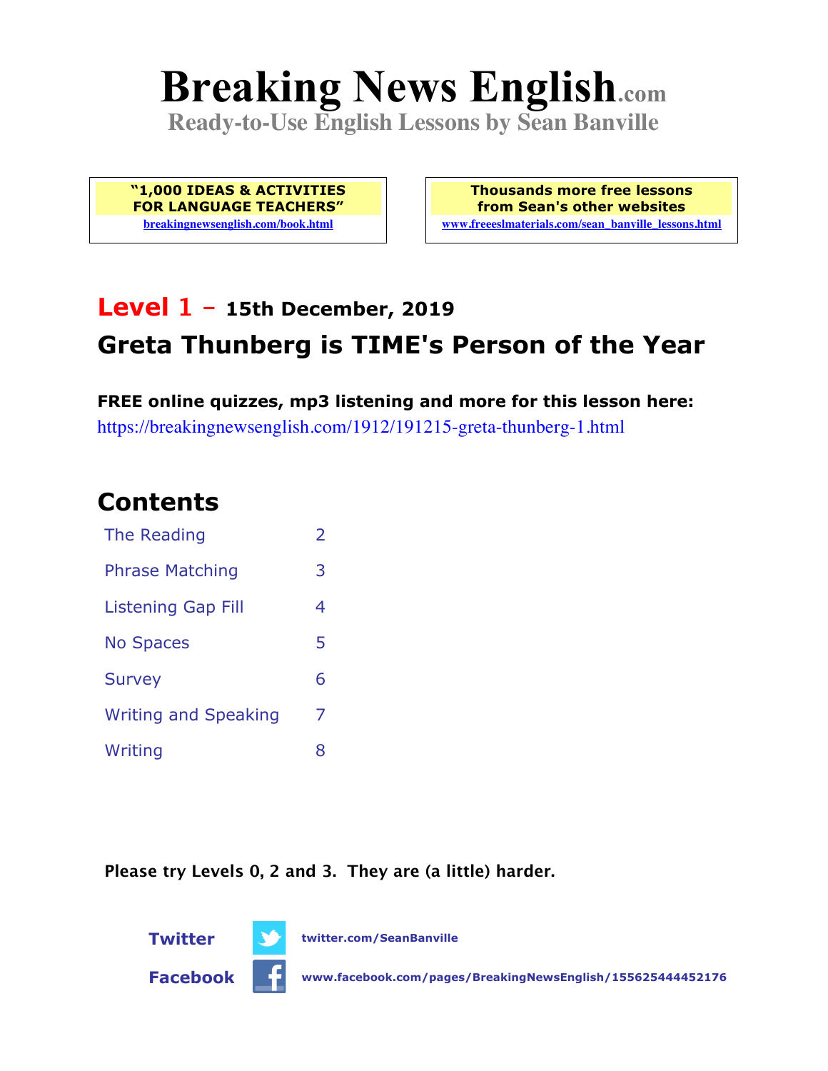# Breaking News English.com

**Ready-to-Use English Lessons by Sean Banville**

**"1,000 IDEAS & ACTIVITIES FOR LANGUAGE TEACHERS"**
breakingnewsenglish.com/book.html

**Thousands more free lessons from Sean's other websites**
www.freeeslmaterials.com/sean_banville_lessons.html

## Level 1 - 15th December, 2019

## Greta Thunberg is TIME's Person of the Year

**FREE online quizzes, mp3 listening and more for this lesson here:**
https://breakingnewsenglish.com/1912/191215-greta-thunberg-1.html

## Contents

| | |
|---|---|
| The Reading | 2 |
| Phrase Matching | 3 |
| Listening Gap Fill | 4 |
| No Spaces | 5 |
| Survey | 6 |
| Writing and Speaking | 7 |
| Writing | 8 |

**Please try Levels 0, 2 and 3. They are (a little) harder.**

**Twitter** twitter.com/SeanBanville

**Facebook** www.facebook.com/pages/BreakingNewsEnglish/155625444452176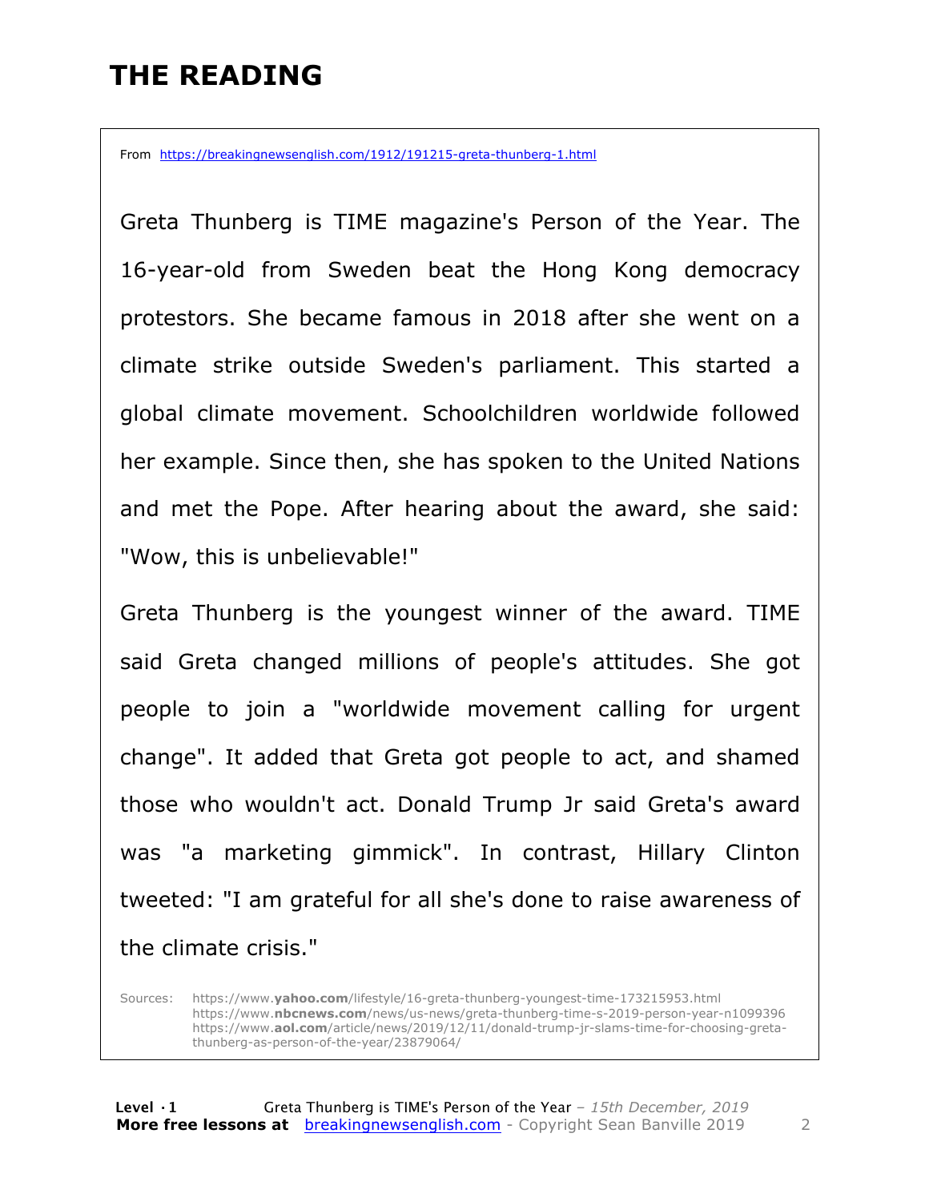# THE READING

From https://breakingnewsenglish.com/1912/191215-greta-thunberg-1.html

Greta Thunberg is TIME magazine's Person of the Year. The 16-year-old from Sweden beat the Hong Kong democracy protestors. She became famous in 2018 after she went on a climate strike outside Sweden's parliament. This started a global climate movement. Schoolchildren worldwide followed her example. Since then, she has spoken to the United Nations and met the Pope. After hearing about the award, she said: "Wow, this is unbelievable!"

Greta Thunberg is the youngest winner of the award. TIME said Greta changed millions of people's attitudes. She got people to join a "worldwide movement calling for urgent change". It added that Greta got people to act, and shamed those who wouldn't act. Donald Trump Jr said Greta's award was "a marketing gimmick". In contrast, Hillary Clinton tweeted: "I am grateful for all she's done to raise awareness of the climate crisis."

Sources:
https://www.**yahoo.com**/lifestyle/16-greta-thunberg-youngest-time-173215953.html
https://www.**nbcnews.com**/news/us-news/greta-thunberg-time-s-2019-person-year-n1099396
https://www.**aol.com**/article/news/2019/12/11/donald-trump-jr-slams-time-for-choosing-greta-thunberg-as-person-of-the-year/23879064/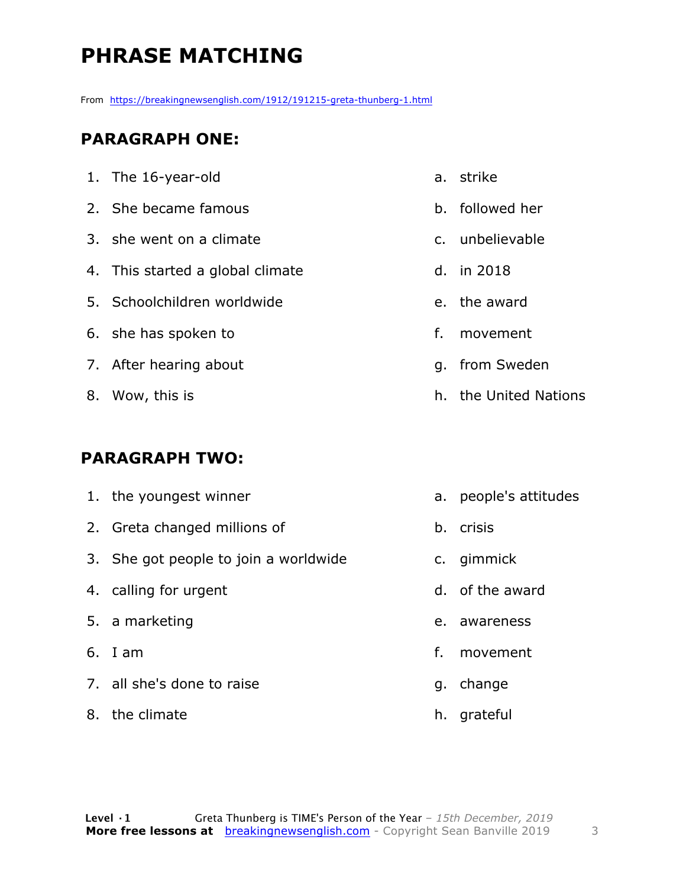# PHRASE MATCHING

From https://breakingnewsenglish.com/1912/191215-greta-thunberg-1.html

## PARAGRAPH ONE:

| | |
|---|---|
| 1. The 16-year-old | a. strike |
| 2. She became famous | b. followed her |
| 3. she went on a climate | c. unbelievable |
| 4. This started a global climate | d. in 2018 |
| 5. Schoolchildren worldwide | e. the award |
| 6. she has spoken to | f. movement |
| 7. After hearing about | g. from Sweden |
| 8. Wow, this is | h. the United Nations |

## PARAGRAPH TWO:

| | |
|---|---|
| 1. the youngest winner | a. people's attitudes |
| 2. Greta changed millions of | b. crisis |
| 3. She got people to join a worldwide | c. gimmick |
| 4. calling for urgent | d. of the award |
| 5. a marketing | e. awareness |
| 6. I am | f. movement |
| 7. all she's done to raise | g. change |
| 8. the climate | h. grateful |

**Level · 1** Greta Thunberg is TIME's Person of the Year – *15th December, 2019*
**More free lessons at** breakingnewsenglish.com - Copyright Sean Banville 2019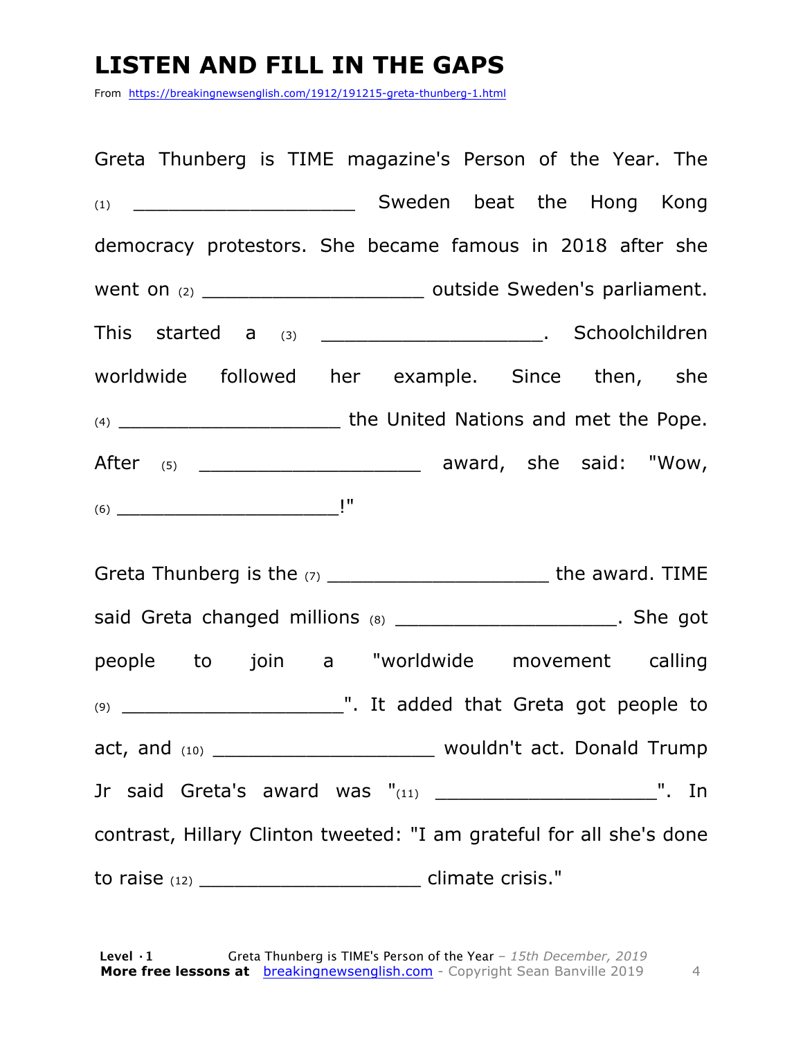# LISTEN AND FILL IN THE GAPS

From https://breakingnewsenglish.com/1912/191215-greta-thunberg-1.html

Greta Thunberg is TIME magazine's Person of the Year. The (1) ____________________ Sweden beat the Hong Kong democracy protestors. She became famous in 2018 after she went on (2) ____________________ outside Sweden's parliament. This started a (3) ____________________. Schoolchildren worldwide followed her example. Since then, she (4) ____________________ the United Nations and met the Pope. After (5) ____________________ award, she said: "Wow, (6) ____________________!"

Greta Thunberg is the (7) ____________________ the award. TIME said Greta changed millions (8) ____________________. She got people to join a "worldwide movement calling (9) ____________________". It added that Greta got people to act, and (10) ____________________ wouldn't act. Donald Trump Jr said Greta's award was "(11) ____________________". In contrast, Hillary Clinton tweeted: "I am grateful for all she's done to raise (12) ____________________ climate crisis."

**Level · 1** Greta Thunberg is TIME's Person of the Year – *15th December, 2019*
**More free lessons at** breakingnewsenglish.com - Copyright Sean Banville 2019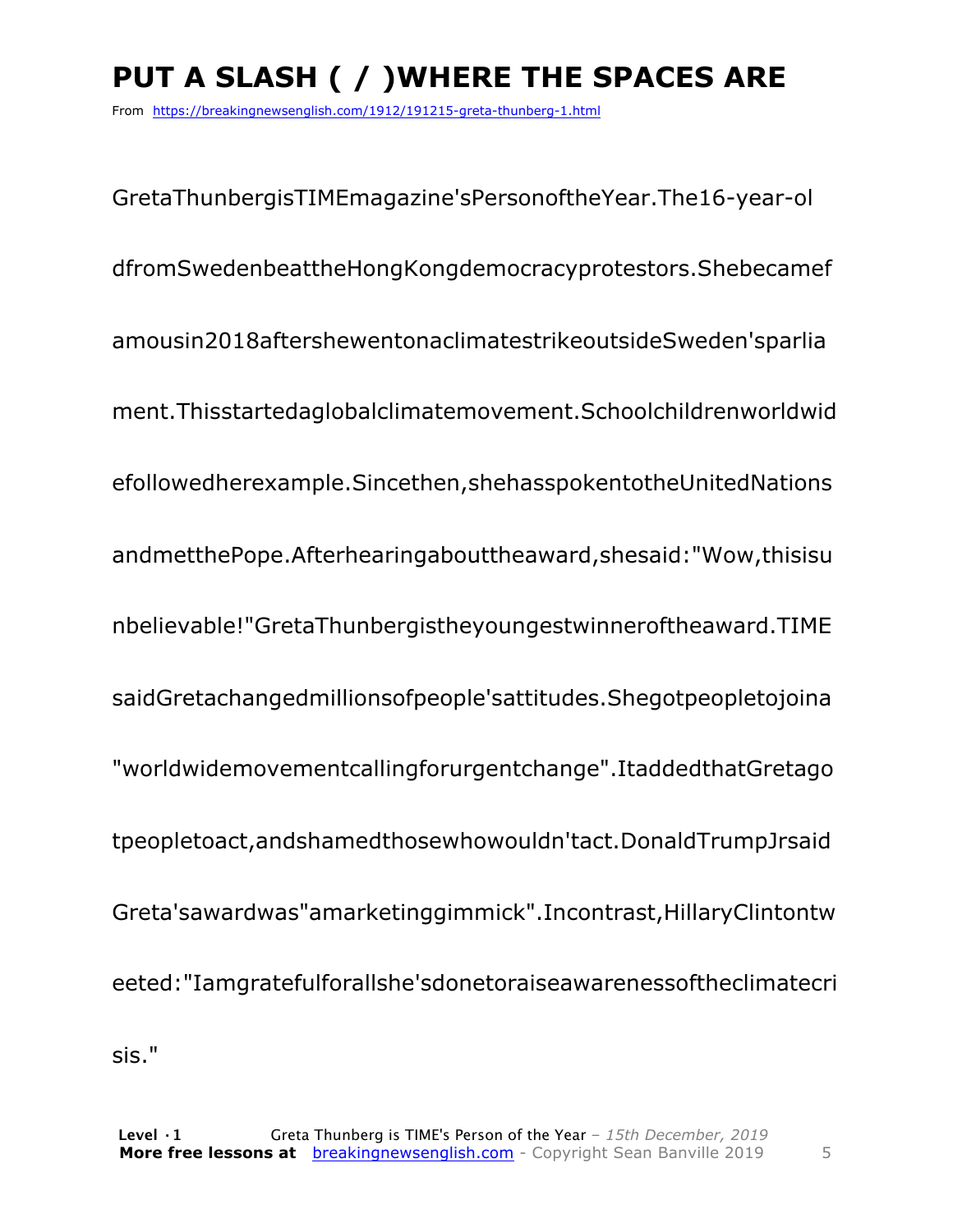# PUT A SLASH ( / )WHERE THE SPACES ARE

From https://breakingnewsenglish.com/1912/191215-greta-thunberg-1.html

GretaThunbergisTIMEmagazine'sPersonoftheYear.The16-year-ol

dfromSwedenbeattheHongKongdemocracyprotestors.Shebecamef

amousin2018aftershewentonaclimatestrikeoutsideSweden'sparlia

ment.Thisstartedaglobalclimatemovement.Schoolchildrenworldwid

efollowedherexample.Sincethen,shehasspokentotheUnitedNations

andmetthePope.Afterhearingabouttheaward,shesaid:"Wow,thisisu

nbelievable!"GretaThunbergistheyoungestwinneroftheaward.TIME

saidGretachangedmillionsofpeople'sattitudes.Shegotpeopletojoina

"worldwidemovementcallingforurgentchange".ItaddedthatGretago

tpeopletoact,andshamedthosewhowouldn'tact.DonaldTrumpJrsaid

Greta'sawardwas"amarketinggimmick".Incontrast,HillaryClintontw

eeted:"Iamgratefulforallshe'sdonetoraiseawarenessoftheclimatecri

sis."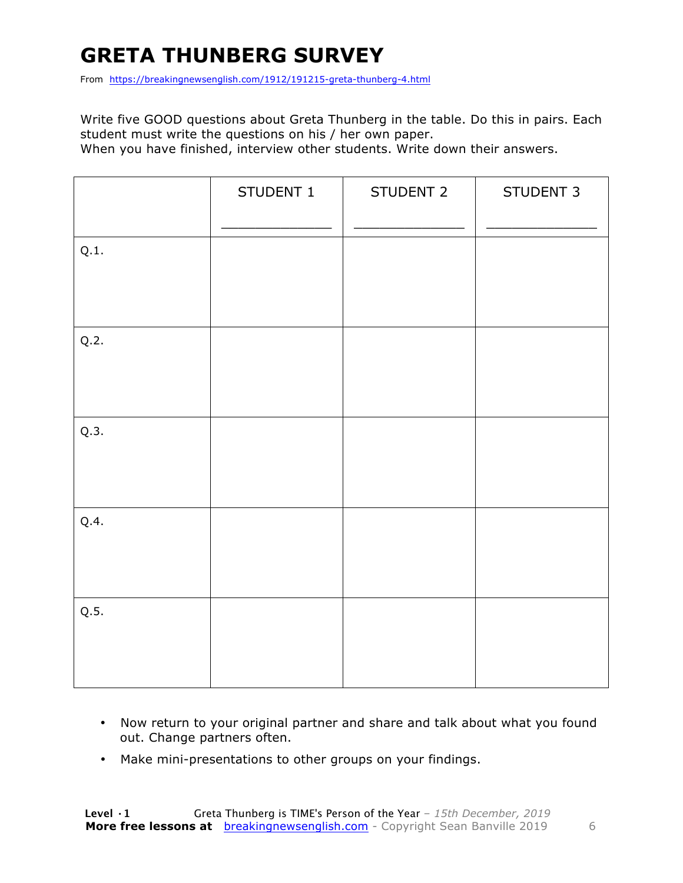# GRETA THUNBERG SURVEY

From https://breakingnewsenglish.com/1912/191215-greta-thunberg-4.html

Write five GOOD questions about Greta Thunberg in the table. Do this in pairs. Each student must write the questions on his / her own paper.
When you have finished, interview other students. Write down their answers.

| | STUDENT 1<br>_____________ | STUDENT 2<br>_____________ | STUDENT 3<br>_____________ |
|---|---|---|---|
| Q.1. | | | |
| Q.2. | | | |
| Q.3. | | | |
| Q.4. | | | |
| Q.5. | | | |

- Now return to your original partner and share and talk about what you found out. Change partners often.
- Make mini-presentations to other groups on your findings.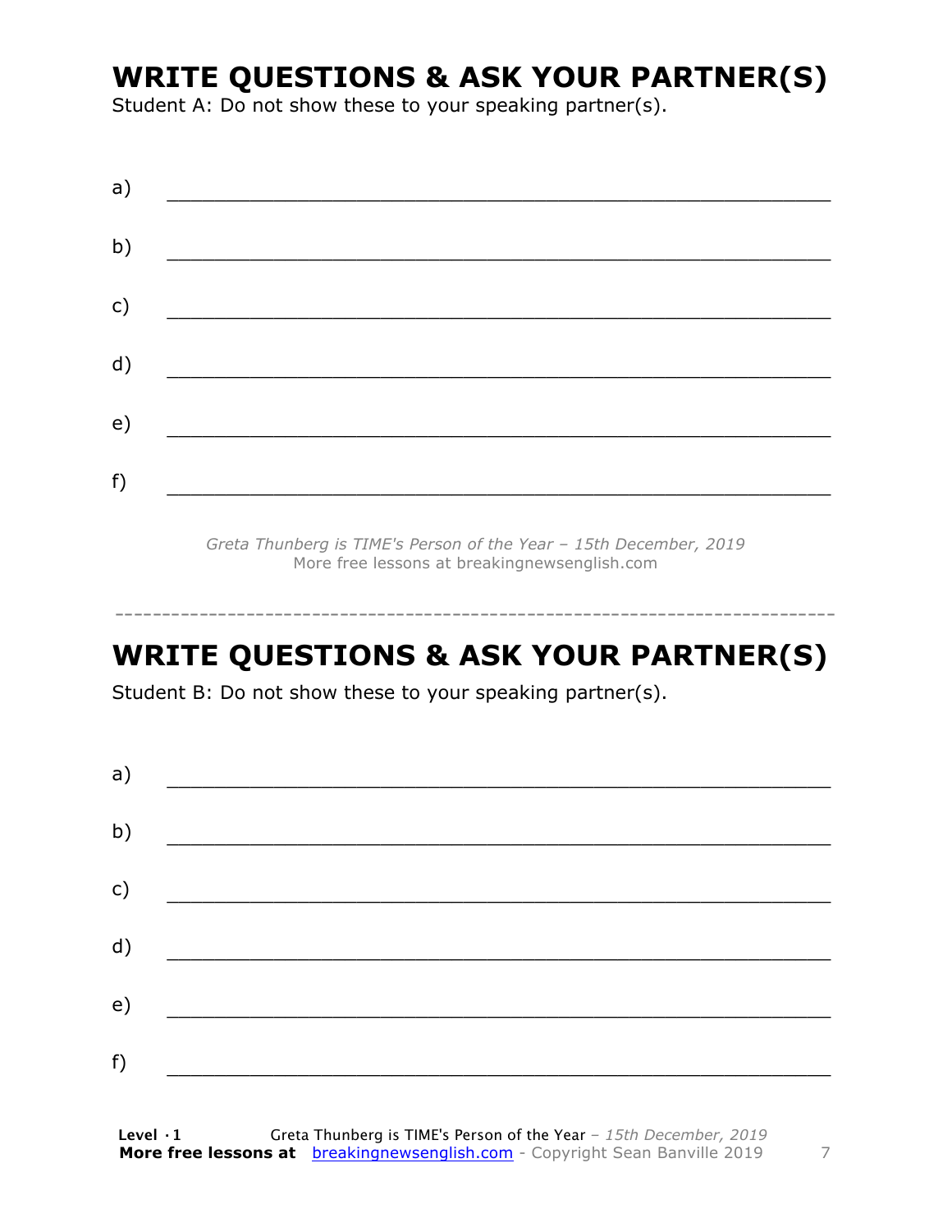# WRITE QUESTIONS & ASK YOUR PARTNER(S)

Student A: Do not show these to your speaking partner(s).

a) ___________________________________________________________

b) ___________________________________________________________

c) ___________________________________________________________

d) ___________________________________________________________

e) ___________________________________________________________

f) ___________________________________________________________

*Greta Thunberg is TIME's Person of the Year – 15th December, 2019*
More free lessons at breakingnewsenglish.com

---

# WRITE QUESTIONS & ASK YOUR PARTNER(S)

Student B: Do not show these to your speaking partner(s).

a) ___________________________________________________________

b) ___________________________________________________________

c) ___________________________________________________________

d) ___________________________________________________________

e) ___________________________________________________________

f) ___________________________________________________________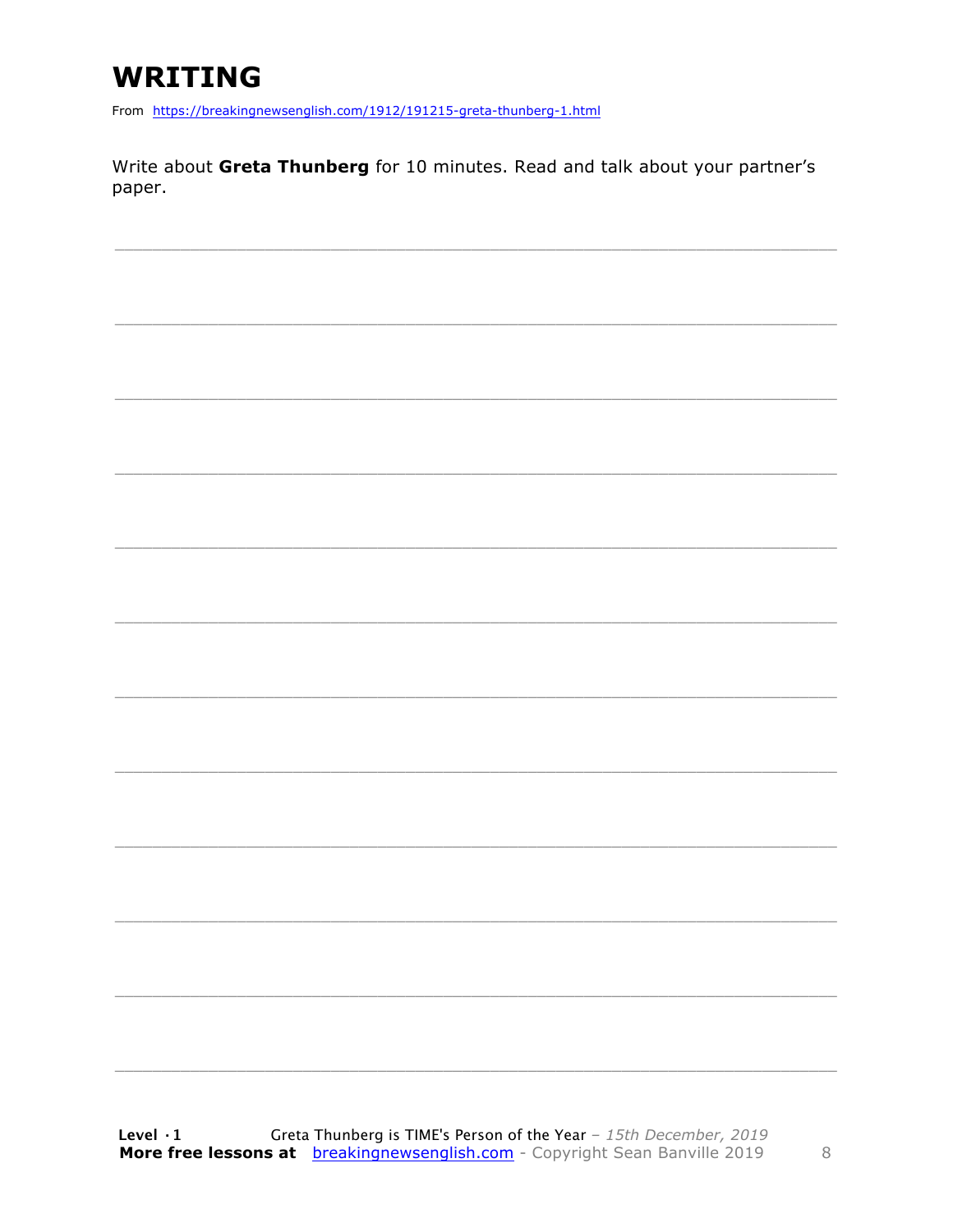# WRITING

From https://breakingnewsenglish.com/1912/191215-greta-thunberg-1.html

Write about **Greta Thunberg** for 10 minutes. Read and talk about your partner's paper.